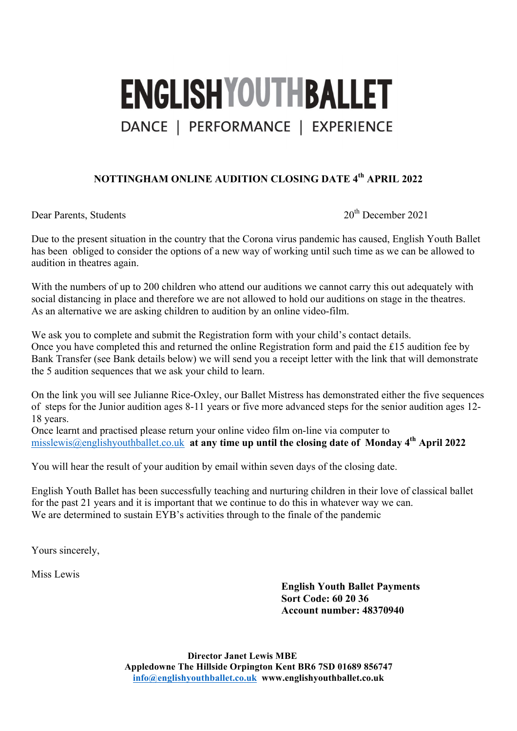# ENGLISH YOUTH BALLET

DANCE | PERFORMANCE | EXPERIENCE

## NOTTINGHAM ONLINE AUDITION CLOSING DATE 4th APRIL 2022

Dear Parents, Students

20th December 2021

Due to the present situation in the country that the Corona virus pandemic has caused, English Youth Ballet has been obliged to consider the options of a new way of working until such time as we can be allowed to audition in theatres again.

With the numbers of up to 200 children who attend our auditions we cannot carry this out adequately with social distancing in place and therefore we are not allowed to hold our auditions on stage in the theatres. As an alternative we are asking children to audition by an online video-film.

We ask you to complete and submit the Registration form with your child's contact details.
Once you have completed this and returned the online Registration form and paid the £15 audition fee by Bank Transfer (see Bank details below) we will send you a receipt letter with the link that will demonstrate the 5 audition sequences that we ask your child to learn.

On the link you will see Julianne Rice-Oxley, our Ballet Mistress has demonstrated either the five sequences of steps for the Junior audition ages 8-11 years or five more advanced steps for the senior audition ages 12-18 years.
Once learnt and practised please return your online video film on-line via computer to misslewis@englishyouthballet.co.uk **at any time up until the closing date of Monday 4th April 2022**

You will hear the result of your audition by email within seven days of the closing date.

English Youth Ballet has been successfully teaching and nurturing children in their love of classical ballet for the past 21 years and it is important that we continue to do this in whatever way we can.
We are determined to sustain EYB's activities through to the finale of the pandemic

Yours sincerely,

Miss Lewis

**English Youth Ballet Payments**
**Sort Code: 60 20 36**
**Account number: 48370940**

**Director Janet Lewis MBE**
**Appledowne The Hillside Orpington Kent BR6 7SD 01689 856747**
**info@englishyouthballet.co.uk www.englishyouthballet.co.uk**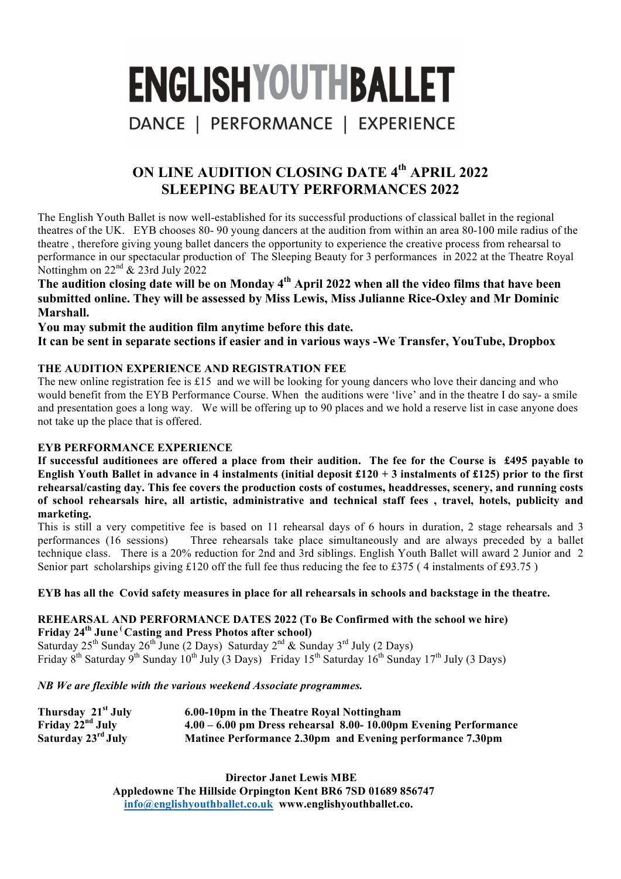# ENGLISH YOUTH BALLET

DANCE | PERFORMANCE | EXPERIENCE

## ON LINE AUDITION CLOSING DATE 4th APRIL 2022
## SLEEPING BEAUTY PERFORMANCES 2022

The English Youth Ballet is now well-established for its successful productions of classical ballet in the regional theatres of the UK. EYB chooses 80- 90 young dancers at the audition from within an area 80-100 mile radius of the theatre , therefore giving young ballet dancers the opportunity to experience the creative process from rehearsal to performance in our spectacular production of The Sleeping Beauty for 3 performances in 2022 at the Theatre Royal Nottinghm on 22nd & 23rd July 2022

**The audition closing date will be on Monday 4th April 2022 when all the video films that have been submitted online. They will be assessed by Miss Lewis, Miss Julianne Rice-Oxley and Mr Dominic Marshall.**

**You may submit the audition film anytime before this date.**

**It can be sent in separate sections if easier and in various ways -We Transfer, YouTube, Dropbox**

### THE AUDITION EXPERIENCE AND REGISTRATION FEE

The new online registration fee is £15 and we will be looking for young dancers who love their dancing and who would benefit from the EYB Performance Course. When the auditions were 'live' and in the theatre I do say- a smile and presentation goes a long way. We will be offering up to 90 places and we hold a reserve list in case anyone does not take up the place that is offered.

### EYB PERFORMANCE EXPERIENCE

**If successful auditionees are offered a place from their audition. The fee for the Course is £495 payable to English Youth Ballet in advance in 4 instalments (initial deposit £120 + 3 instalments of £125) prior to the first rehearsal/casting day. This fee covers the production costs of costumes, headdresses, scenery, and running costs of school rehearsals hire, all artistic, administrative and technical staff fees , travel, hotels, publicity and marketing.**

This is still a very competitive fee is based on 11 rehearsal days of 6 hours in duration, 2 stage rehearsals and 3 performances (16 sessions) Three rehearsals take place simultaneously and are always preceded by a ballet technique class. There is a 20% reduction for 2nd and 3rd siblings. English Youth Ballet will award 2 Junior and 2 Senior part scholarships giving £120 off the full fee thus reducing the fee to £375 ( 4 instalments of £93.75 )

**EYB has all the Covid safety measures in place for all rehearsals in schools and backstage in the theatre.**

**REHEARSAL AND PERFORMANCE DATES 2022 (To Be Confirmed with the school we hire)**
**Friday 24th June (Casting and Press Photos after school)**
Saturday 25th Sunday 26th June (2 Days) Saturday 2nd & Sunday 3rd July (2 Days)
Friday 8th Saturday 9th Sunday 10th July (3 Days) Friday 15th Saturday 16th Sunday 17th July (3 Days)

*NB We are flexible with the various weekend Associate programmes.*

| | |
|---|---|
| **Thursday 21st July** | **6.00-10pm in the Theatre Royal Nottingham** |
| **Friday 22nd July** | **4.00 – 6.00 pm Dress rehearsal 8.00- 10.00pm Evening Performance** |
| **Saturday 23rd July** | **Matinee Performance 2.30pm and Evening performance 7.30pm** |

**Director Janet Lewis MBE**
**Appledowne The Hillside Orpington Kent BR6 7SD 01689 856747**
**info@englishyouthballet.co.uk www.englishyouthballet.co.**